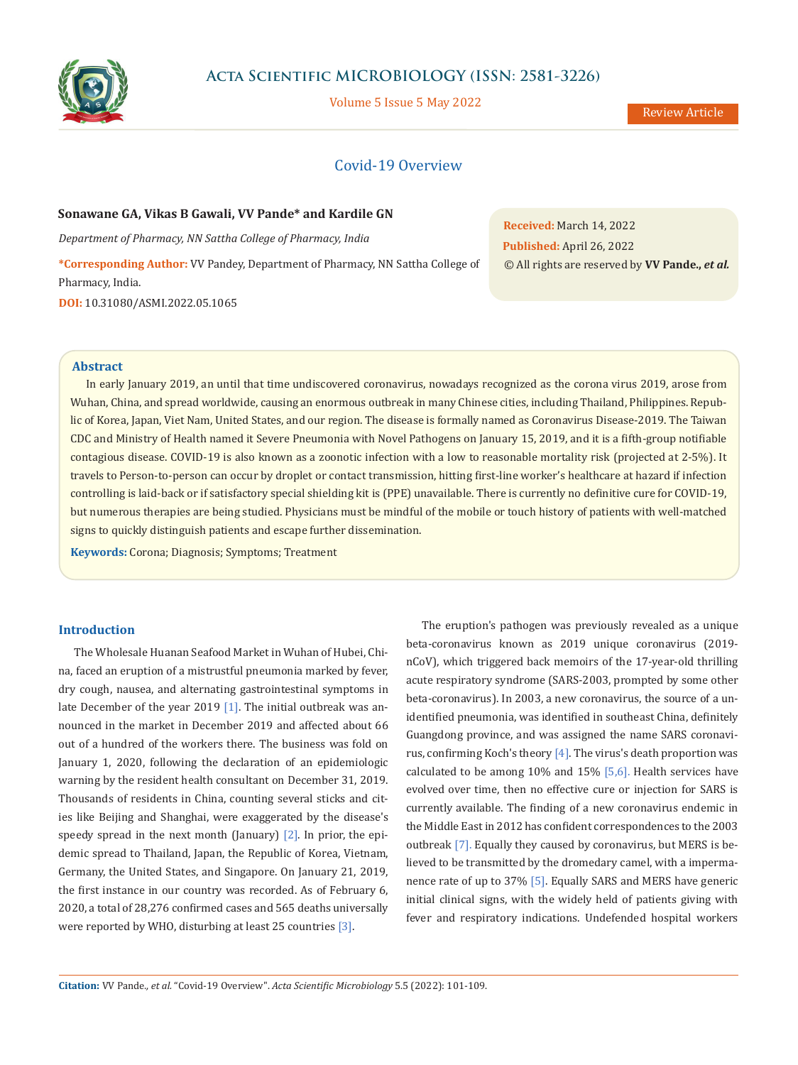Review Article

# Covid-19 Overview

**Sonawane GA, Vikas B Gawali, VV Pande\* and Kardile GN**

*Department of Pharmacy, NN Sattha College of Pharmacy, India*

**\*Corresponding Author:** VV Pandey, Department of Pharmacy, NN Sattha College of Pharmacy, India.

**DOI:** 10.31080/ASMI.2022.05.1065

**Received:** March 14, 2022
**Published:** April 26, 2022
© All rights are reserved by **VV Pande., *et al.***

## Abstract

In early January 2019, an until that time undiscovered coronavirus, nowadays recognized as the corona virus 2019, arose from Wuhan, China, and spread worldwide, causing an enormous outbreak in many Chinese cities, including Thailand, Philippines. Republic of Korea, Japan, Viet Nam, United States, and our region. The disease is formally named as Coronavirus Disease-2019. The Taiwan CDC and Ministry of Health named it Severe Pneumonia with Novel Pathogens on January 15, 2019, and it is a fifth-group notifiable contagious disease. COVID-19 is also known as a zoonotic infection with a low to reasonable mortality risk (projected at 2-5%). It travels to Person-to-person can occur by droplet or contact transmission, hitting first-line worker's healthcare at hazard if infection controlling is laid-back or if satisfactory special shielding kit is (PPE) unavailable. There is currently no definitive cure for COVID-19, but numerous therapies are being studied. Physicians must be mindful of the mobile or touch history of patients with well-matched signs to quickly distinguish patients and escape further dissemination.

**Keywords:** Corona; Diagnosis; Symptoms; Treatment

## Introduction

The Wholesale Huanan Seafood Market in Wuhan of Hubei, China, faced an eruption of a mistrustful pneumonia marked by fever, dry cough, nausea, and alternating gastrointestinal symptoms in late December of the year 2019 [1]. The initial outbreak was announced in the market in December 2019 and affected about 66 out of a hundred of the workers there. The business was fold on January 1, 2020, following the declaration of an epidemiologic warning by the resident health consultant on December 31, 2019. Thousands of residents in China, counting several sticks and cities like Beijing and Shanghai, were exaggerated by the disease's speedy spread in the next month (January) [2]. In prior, the epidemic spread to Thailand, Japan, the Republic of Korea, Vietnam, Germany, the United States, and Singapore. On January 21, 2019, the first instance in our country was recorded. As of February 6, 2020, a total of 28,276 confirmed cases and 565 deaths universally were reported by WHO, disturbing at least 25 countries [3].

The eruption's pathogen was previously revealed as a unique beta-coronavirus known as 2019 unique coronavirus (2019-nCoV), which triggered back memoirs of the 17-year-old thrilling acute respiratory syndrome (SARS-2003, prompted by some other beta-coronavirus). In 2003, a new coronavirus, the source of a unidentified pneumonia, was identified in southeast China, definitely Guangdong province, and was assigned the name SARS coronavirus, confirming Koch's theory [4]. The virus's death proportion was calculated to be among 10% and 15% [5,6]. Health services have evolved over time, then no effective cure or injection for SARS is currently available. The finding of a new coronavirus endemic in the Middle East in 2012 has confident correspondences to the 2003 outbreak [7]. Equally they caused by coronavirus, but MERS is believed to be transmitted by the dromedary camel, with a impermanence rate of up to 37% [5]. Equally SARS and MERS have generic initial clinical signs, with the widely held of patients giving with fever and respiratory indications. Undefended hospital workers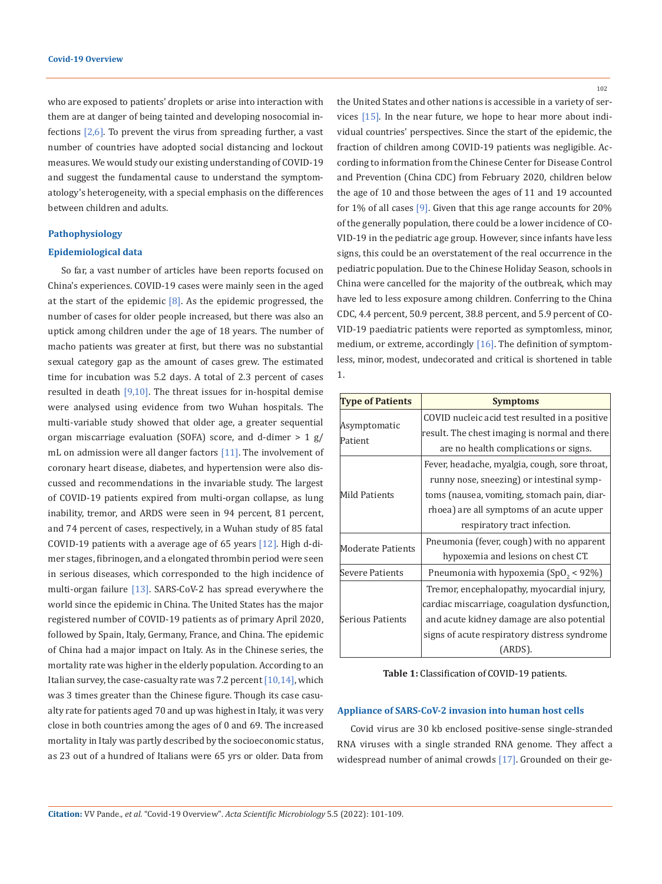who are exposed to patients' droplets or arise into interaction with them are at danger of being tainted and developing nosocomial infections [2,6]. To prevent the virus from spreading further, a vast number of countries have adopted social distancing and lockout measures. We would study our existing understanding of COVID-19 and suggest the fundamental cause to understand the symptomatology's heterogeneity, with a special emphasis on the differences between children and adults.

## Pathophysiology

### Epidemiological data

So far, a vast number of articles have been reports focused on China's experiences. COVID-19 cases were mainly seen in the aged at the start of the epidemic [8]. As the epidemic progressed, the number of cases for older people increased, but there was also an uptick among children under the age of 18 years. The number of macho patients was greater at first, but there was no substantial sexual category gap as the amount of cases grew. The estimated time for incubation was 5.2 days. A total of 2.3 percent of cases resulted in death [9,10]. The threat issues for in-hospital demise were analysed using evidence from two Wuhan hospitals. The multi-variable study showed that older age, a greater sequential organ miscarriage evaluation (SOFA) score, and d-dimer > 1 g/mL on admission were all danger factors [11]. The involvement of coronary heart disease, diabetes, and hypertension were also discussed and recommendations in the invariable study. The largest of COVID-19 patients expired from multi-organ collapse, as lung inability, tremor, and ARDS were seen in 94 percent, 81 percent, and 74 percent of cases, respectively, in a Wuhan study of 85 fatal COVID-19 patients with a average age of 65 years [12]. High d-dimer stages, fibrinogen, and a elongated thrombin period were seen in serious diseases, which corresponded to the high incidence of multi-organ failure [13]. SARS-CoV-2 has spread everywhere the world since the epidemic in China. The United States has the major registered number of COVID-19 patients as of primary April 2020, followed by Spain, Italy, Germany, France, and China. The epidemic of China had a major impact on Italy. As in the Chinese series, the mortality rate was higher in the elderly population. According to an Italian survey, the case-casualty rate was 7.2 percent [10,14], which was 3 times greater than the Chinese figure. Though its case casualty rate for patients aged 70 and up was highest in Italy, it was very close in both countries among the ages of 0 and 69. The increased mortality in Italy was partly described by the socioeconomic status, as 23 out of a hundred of Italians were 65 yrs or older. Data from the United States and other nations is accessible in a variety of services [15]. In the near future, we hope to hear more about individual countries' perspectives. Since the start of the epidemic, the fraction of children among COVID-19 patients was negligible. According to information from the Chinese Center for Disease Control and Prevention (China CDC) from February 2020, children below the age of 10 and those between the ages of 11 and 19 accounted for 1% of all cases [9]. Given that this age range accounts for 20% of the generally population, there could be a lower incidence of COVID-19 in the pediatric age group. However, since infants have less signs, this could be an overstatement of the real occurrence in the pediatric population. Due to the Chinese Holiday Season, schools in China were cancelled for the majority of the outbreak, which may have led to less exposure among children. Conferring to the China CDC, 4.4 percent, 50.9 percent, 38.8 percent, and 5.9 percent of COVID-19 paediatric patients were reported as symptomless, minor, medium, or extreme, accordingly [16]. The definition of symptomless, minor, modest, undecorated and critical is shortened in table 1.

| Type of Patients | Symptoms |
|---|---|
| Asymptomatic Patient | COVID nucleic acid test resulted in a positive result. The chest imaging is normal and there are no health complications or signs. |
| Mild Patients | Fever, headache, myalgia, cough, sore throat, runny nose, sneezing) or intestinal symptoms (nausea, vomiting, stomach pain, diarrhoea) are all symptoms of an acute upper respiratory tract infection. |
| Moderate Patients | Pneumonia (fever, cough) with no apparent hypoxemia and lesions on chest CT. |
| Severe Patients | Pneumonia with hypoxemia ($SpO_2$ < 92%) |
| Serious Patients | Tremor, encephalopathy, myocardial injury, cardiac miscarriage, coagulation dysfunction, and acute kidney damage are also potential signs of acute respiratory distress syndrome (ARDS). |

**Table 1:** Classification of COVID-19 patients.

### Appliance of SARS-CoV-2 invasion into human host cells

Covid virus are 30 kb enclosed positive-sense single-stranded RNA viruses with a single stranded RNA genome. They affect a widespread number of animal crowds [17]. Grounded on their ge-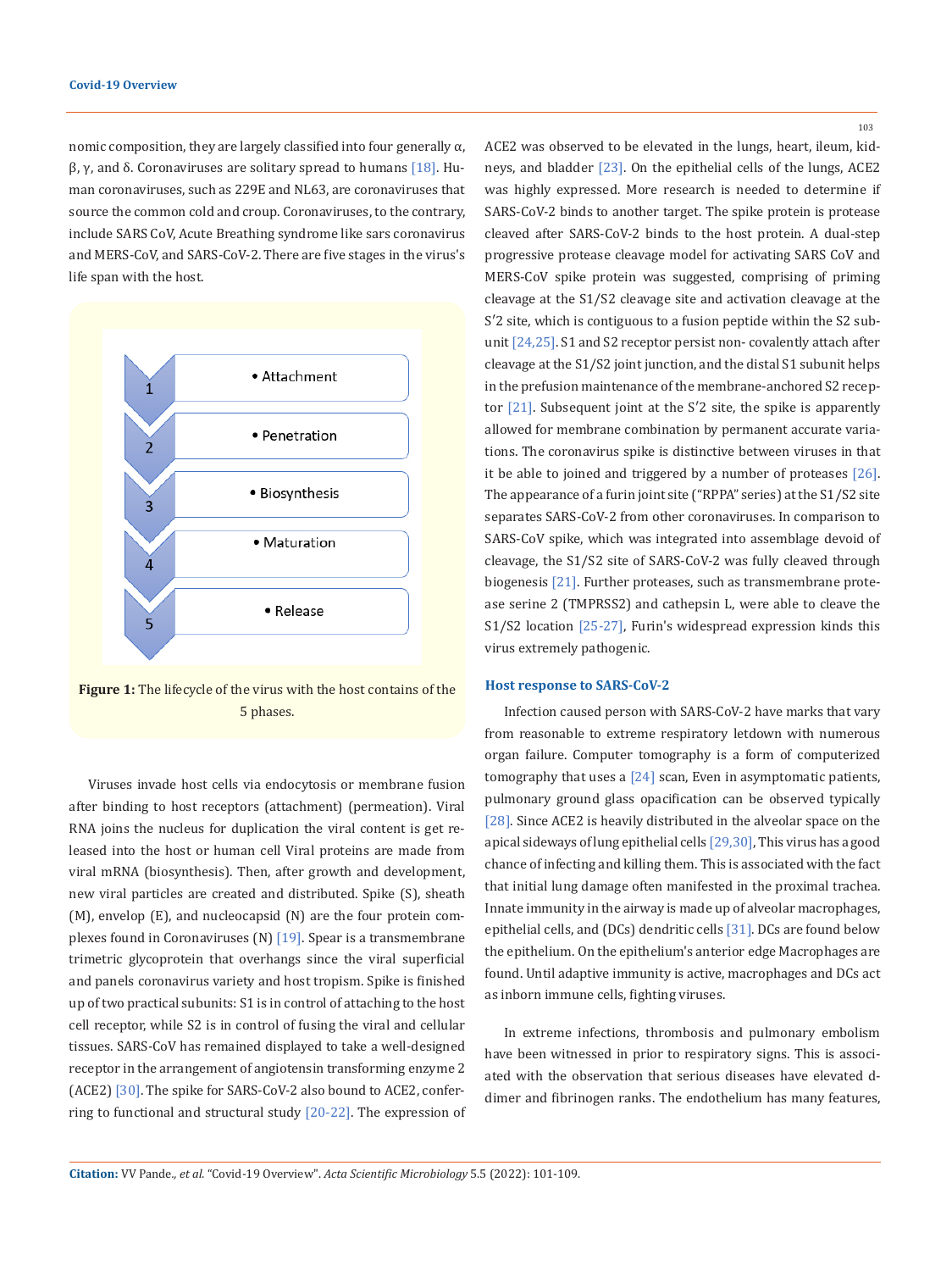nomic composition, they are largely classified into four generally α, β, γ, and δ. Coronaviruses are solitary spread to humans [18]. Human coronaviruses, such as 229E and NL63, are coronaviruses that source the common cold and croup. Coronaviruses, to the contrary, include SARS CoV, Acute Breathing syndrome like sars coronavirus and MERS-CoV, and SARS-CoV-2. There are five stages in the virus's life span with the host.

1. Attachment
2. Penetration
3. Biosynthesis
4. Maturation
5. Release

**Figure 1:** The lifecycle of the virus with the host contains of the 5 phases.

Viruses invade host cells via endocytosis or membrane fusion after binding to host receptors (attachment) (permeation). Viral RNA joins the nucleus for duplication the viral content is get released into the host or human cell Viral proteins are made from viral mRNA (biosynthesis). Then, after growth and development, new viral particles are created and distributed. Spike (S), sheath (M), envelop (E), and nucleocapsid (N) are the four protein complexes found in Coronaviruses (N) [19]. Spear is a transmembrane trimetric glycoprotein that overhangs since the viral superficial and panels coronavirus variety and host tropism. Spike is finished up of two practical subunits: S1 is in control of attaching to the host cell receptor, while S2 is in control of fusing the viral and cellular tissues. SARS-CoV has remained displayed to take a well-designed receptor in the arrangement of angiotensin transforming enzyme 2 (ACE2) [30]. The spike for SARS-CoV-2 also bound to ACE2, conferring to functional and structural study [20-22]. The expression of ACE2 was observed to be elevated in the lungs, heart, ileum, kidneys, and bladder [23]. On the epithelial cells of the lungs, ACE2 was highly expressed. More research is needed to determine if SARS-CoV-2 binds to another target. The spike protein is protease cleaved after SARS-CoV-2 binds to the host protein. A dual-step progressive protease cleavage model for activating SARS CoV and MERS-CoV spike protein was suggested, comprising of priming cleavage at the S1/S2 cleavage site and activation cleavage at the S′2 site, which is contiguous to a fusion peptide within the S2 subunit [24,25]. S1 and S2 receptor persist non- covalently attach after cleavage at the S1/S2 joint junction, and the distal S1 subunit helps in the prefusion maintenance of the membrane-anchored S2 receptor [21]. Subsequent joint at the S′2 site, the spike is apparently allowed for membrane combination by permanent accurate variations. The coronavirus spike is distinctive between viruses in that it be able to joined and triggered by a number of proteases [26]. The appearance of a furin joint site ("RPPA" series) at the S1/S2 site separates SARS-CoV-2 from other coronaviruses. In comparison to SARS-CoV spike, which was integrated into assemblage devoid of cleavage, the S1/S2 site of SARS-CoV-2 was fully cleaved through biogenesis [21]. Further proteases, such as transmembrane protease serine 2 (TMPRSS2) and cathepsin L, were able to cleave the S1/S2 location [25-27], Furin's widespread expression kinds this virus extremely pathogenic.

### Host response to SARS-CoV-2

Infection caused person with SARS-CoV-2 have marks that vary from reasonable to extreme respiratory letdown with numerous organ failure. Computer tomography is a form of computerized tomography that uses a [24] scan, Even in asymptomatic patients, pulmonary ground glass opacification can be observed typically [28]. Since ACE2 is heavily distributed in the alveolar space on the apical sideways of lung epithelial cells [29,30], This virus has a good chance of infecting and killing them. This is associated with the fact that initial lung damage often manifested in the proximal trachea. Innate immunity in the airway is made up of alveolar macrophages, epithelial cells, and (DCs) dendritic cells [31]. DCs are found below the epithelium. On the epithelium's anterior edge Macrophages are found. Until adaptive immunity is active, macrophages and DCs act as inborn immune cells, fighting viruses.

In extreme infections, thrombosis and pulmonary embolism have been witnessed in prior to respiratory signs. This is associated with the observation that serious diseases have elevated d-dimer and fibrinogen ranks. The endothelium has many features,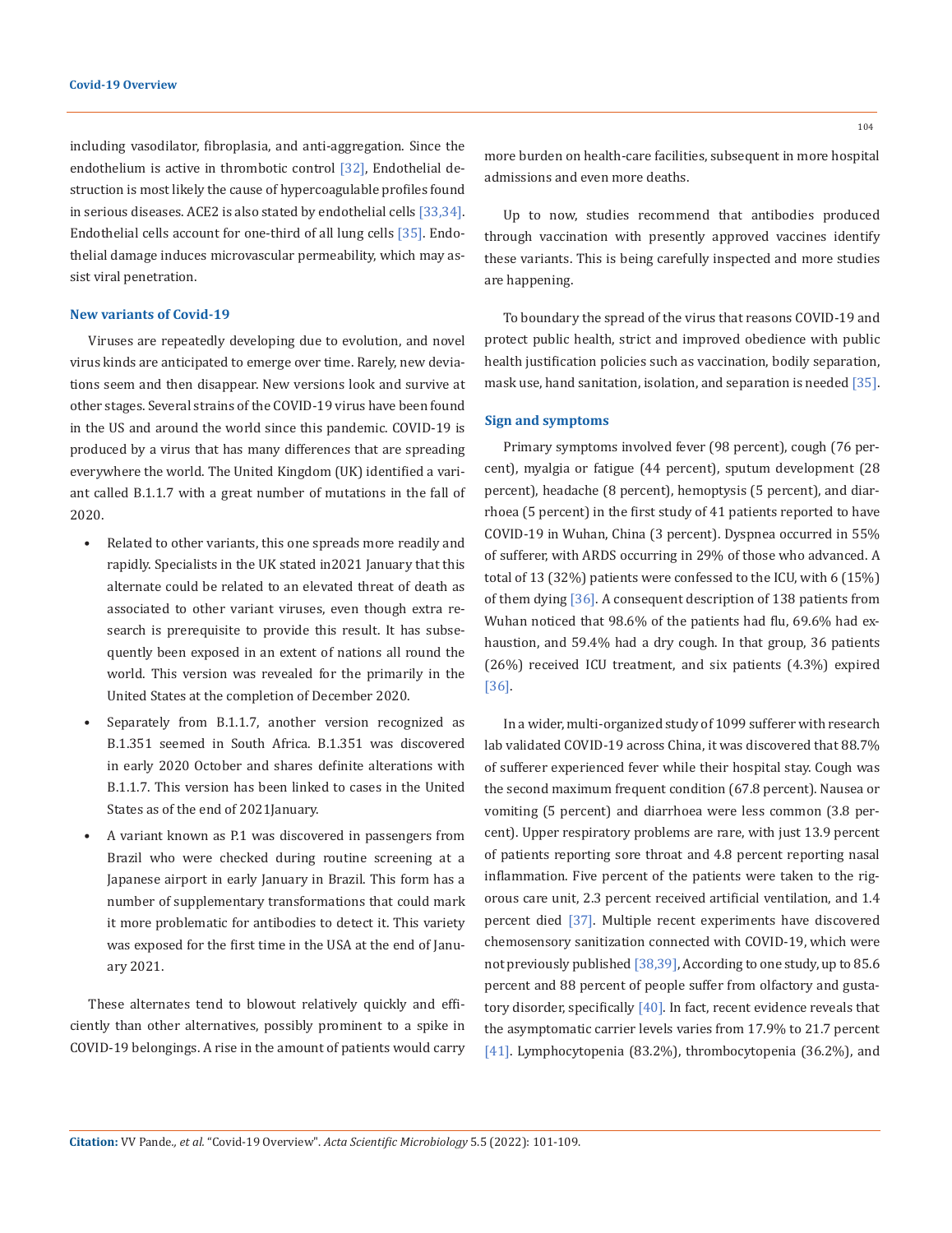including vasodilator, fibroplasia, and anti-aggregation. Since the endothelium is active in thrombotic control [32], Endothelial destruction is most likely the cause of hypercoagulable profiles found in serious diseases. ACE2 is also stated by endothelial cells [33,34]. Endothelial cells account for one-third of all lung cells [35]. Endothelial damage induces microvascular permeability, which may assist viral penetration.

### New variants of Covid-19

Viruses are repeatedly developing due to evolution, and novel virus kinds are anticipated to emerge over time. Rarely, new deviations seem and then disappear. New versions look and survive at other stages. Several strains of the COVID-19 virus have been found in the US and around the world since this pandemic. COVID-19 is produced by a virus that has many differences that are spreading everywhere the world. The United Kingdom (UK) identified a variant called B.1.1.7 with a great number of mutations in the fall of 2020.

- Related to other variants, this one spreads more readily and rapidly. Specialists in the UK stated in2021 January that this alternate could be related to an elevated threat of death as associated to other variant viruses, even though extra research is prerequisite to provide this result. It has subsequently been exposed in an extent of nations all round the world. This version was revealed for the primarily in the United States at the completion of December 2020.
- Separately from B.1.1.7, another version recognized as B.1.351 seemed in South Africa. B.1.351 was discovered in early 2020 October and shares definite alterations with B.1.1.7. This version has been linked to cases in the United States as of the end of 2021January.
- A variant known as P.1 was discovered in passengers from Brazil who were checked during routine screening at a Japanese airport in early January in Brazil. This form has a number of supplementary transformations that could mark it more problematic for antibodies to detect it. This variety was exposed for the first time in the USA at the end of January 2021.

These alternates tend to blowout relatively quickly and efficiently than other alternatives, possibly prominent to a spike in COVID-19 belongings. A rise in the amount of patients would carry more burden on health-care facilities, subsequent in more hospital admissions and even more deaths.

Up to now, studies recommend that antibodies produced through vaccination with presently approved vaccines identify these variants. This is being carefully inspected and more studies are happening.

To boundary the spread of the virus that reasons COVID-19 and protect public health, strict and improved obedience with public health justification policies such as vaccination, bodily separation, mask use, hand sanitation, isolation, and separation is needed [35].

### Sign and symptoms

Primary symptoms involved fever (98 percent), cough (76 percent), myalgia or fatigue (44 percent), sputum development (28 percent), headache (8 percent), hemoptysis (5 percent), and diarrhoea (5 percent) in the first study of 41 patients reported to have COVID-19 in Wuhan, China (3 percent). Dyspnea occurred in 55% of sufferer, with ARDS occurring in 29% of those who advanced. A total of 13 (32%) patients were confessed to the ICU, with 6 (15%) of them dying [36]. A consequent description of 138 patients from Wuhan noticed that 98.6% of the patients had flu, 69.6% had exhaustion, and 59.4% had a dry cough. In that group, 36 patients (26%) received ICU treatment, and six patients (4.3%) expired [36].

In a wider, multi-organized study of 1099 sufferer with research lab validated COVID-19 across China, it was discovered that 88.7% of sufferer experienced fever while their hospital stay. Cough was the second maximum frequent condition (67.8 percent). Nausea or vomiting (5 percent) and diarrhoea were less common (3.8 percent). Upper respiratory problems are rare, with just 13.9 percent of patients reporting sore throat and 4.8 percent reporting nasal inflammation. Five percent of the patients were taken to the rigorous care unit, 2.3 percent received artificial ventilation, and 1.4 percent died [37]. Multiple recent experiments have discovered chemosensory sanitization connected with COVID-19, which were not previously published [38,39], According to one study, up to 85.6 percent and 88 percent of people suffer from olfactory and gustatory disorder, specifically [40]. In fact, recent evidence reveals that the asymptomatic carrier levels varies from 17.9% to 21.7 percent [41]. Lymphocytopenia (83.2%), thrombocytopenia (36.2%), and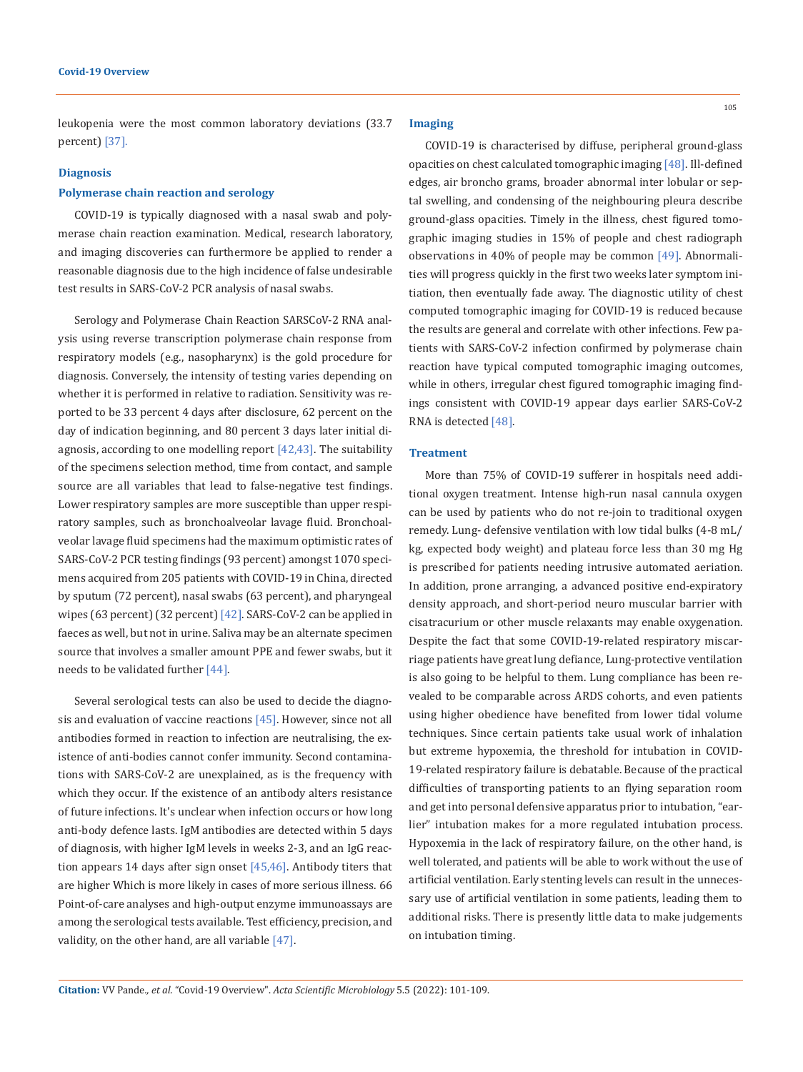leukopenia were the most common laboratory deviations (33.7 percent) [37].

## Diagnosis

### Polymerase chain reaction and serology

COVID-19 is typically diagnosed with a nasal swab and polymerase chain reaction examination. Medical, research laboratory, and imaging discoveries can furthermore be applied to render a reasonable diagnosis due to the high incidence of false undesirable test results in SARS-CoV-2 PCR analysis of nasal swabs.

Serology and Polymerase Chain Reaction SARSCoV-2 RNA analysis using reverse transcription polymerase chain response from respiratory models (e.g., nasopharynx) is the gold procedure for diagnosis. Conversely, the intensity of testing varies depending on whether it is performed in relative to radiation. Sensitivity was reported to be 33 percent 4 days after disclosure, 62 percent on the day of indication beginning, and 80 percent 3 days later initial diagnosis, according to one modelling report [42,43]. The suitability of the specimens selection method, time from contact, and sample source are all variables that lead to false-negative test findings. Lower respiratory samples are more susceptible than upper respiratory samples, such as bronchoalveolar lavage fluid. Bronchoalveolar lavage fluid specimens had the maximum optimistic rates of SARS-CoV-2 PCR testing findings (93 percent) amongst 1070 specimens acquired from 205 patients with COVID-19 in China, directed by sputum (72 percent), nasal swabs (63 percent), and pharyngeal wipes (63 percent) (32 percent) [42]. SARS-CoV-2 can be applied in faeces as well, but not in urine. Saliva may be an alternate specimen source that involves a smaller amount PPE and fewer swabs, but it needs to be validated further [44].

Several serological tests can also be used to decide the diagnosis and evaluation of vaccine reactions [45]. However, since not all antibodies formed in reaction to infection are neutralising, the existence of anti-bodies cannot confer immunity. Second contaminations with SARS-CoV-2 are unexplained, as is the frequency with which they occur. If the existence of an antibody alters resistance of future infections. It's unclear when infection occurs or how long anti-body defence lasts. IgM antibodies are detected within 5 days of diagnosis, with higher IgM levels in weeks 2-3, and an IgG reaction appears 14 days after sign onset [45,46]. Antibody titers that are higher Which is more likely in cases of more serious illness. 66 Point-of-care analyses and high-output enzyme immunoassays are among the serological tests available. Test efficiency, precision, and validity, on the other hand, are all variable [47].

### Imaging

COVID-19 is characterised by diffuse, peripheral ground-glass opacities on chest calculated tomographic imaging [48]. Ill-defined edges, air broncho grams, broader abnormal inter lobular or septal swelling, and condensing of the neighbouring pleura describe ground-glass opacities. Timely in the illness, chest figured tomographic imaging studies in 15% of people and chest radiograph observations in 40% of people may be common [49]. Abnormalities will progress quickly in the first two weeks later symptom initiation, then eventually fade away. The diagnostic utility of chest computed tomographic imaging for COVID-19 is reduced because the results are general and correlate with other infections. Few patients with SARS-CoV-2 infection confirmed by polymerase chain reaction have typical computed tomographic imaging outcomes, while in others, irregular chest figured tomographic imaging findings consistent with COVID-19 appear days earlier SARS-CoV-2 RNA is detected [48].

### Treatment

More than 75% of COVID-19 sufferer in hospitals need additional oxygen treatment. Intense high-run nasal cannula oxygen can be used by patients who do not re-join to traditional oxygen remedy. Lung- defensive ventilation with low tidal bulks (4-8 mL/kg, expected body weight) and plateau force less than 30 mg Hg is prescribed for patients needing intrusive automated aeration. In addition, prone arranging, a advanced positive end-expiratory density approach, and short-period neuro muscular barrier with cisatracurium or other muscle relaxants may enable oxygenation. Despite the fact that some COVID-19-related respiratory miscarriage patients have great lung defiance, Lung-protective ventilation is also going to be helpful to them. Lung compliance has been revealed to be comparable across ARDS cohorts, and even patients using higher obedience have benefited from lower tidal volume techniques. Since certain patients take usual work of inhalation but extreme hypoxemia, the threshold for intubation in COVID-19-related respiratory failure is debatable. Because of the practical difficulties of transporting patients to an flying separation room and get into personal defensive apparatus prior to intubation, "earlier" intubation makes for a more regulated intubation process. Hypoxemia in the lack of respiratory failure, on the other hand, is well tolerated, and patients will be able to work without the use of artificial ventilation. Early stenting levels can result in the unnecessary use of artificial ventilation in some patients, leading them to additional risks. There is presently little data to make judgements on intubation timing.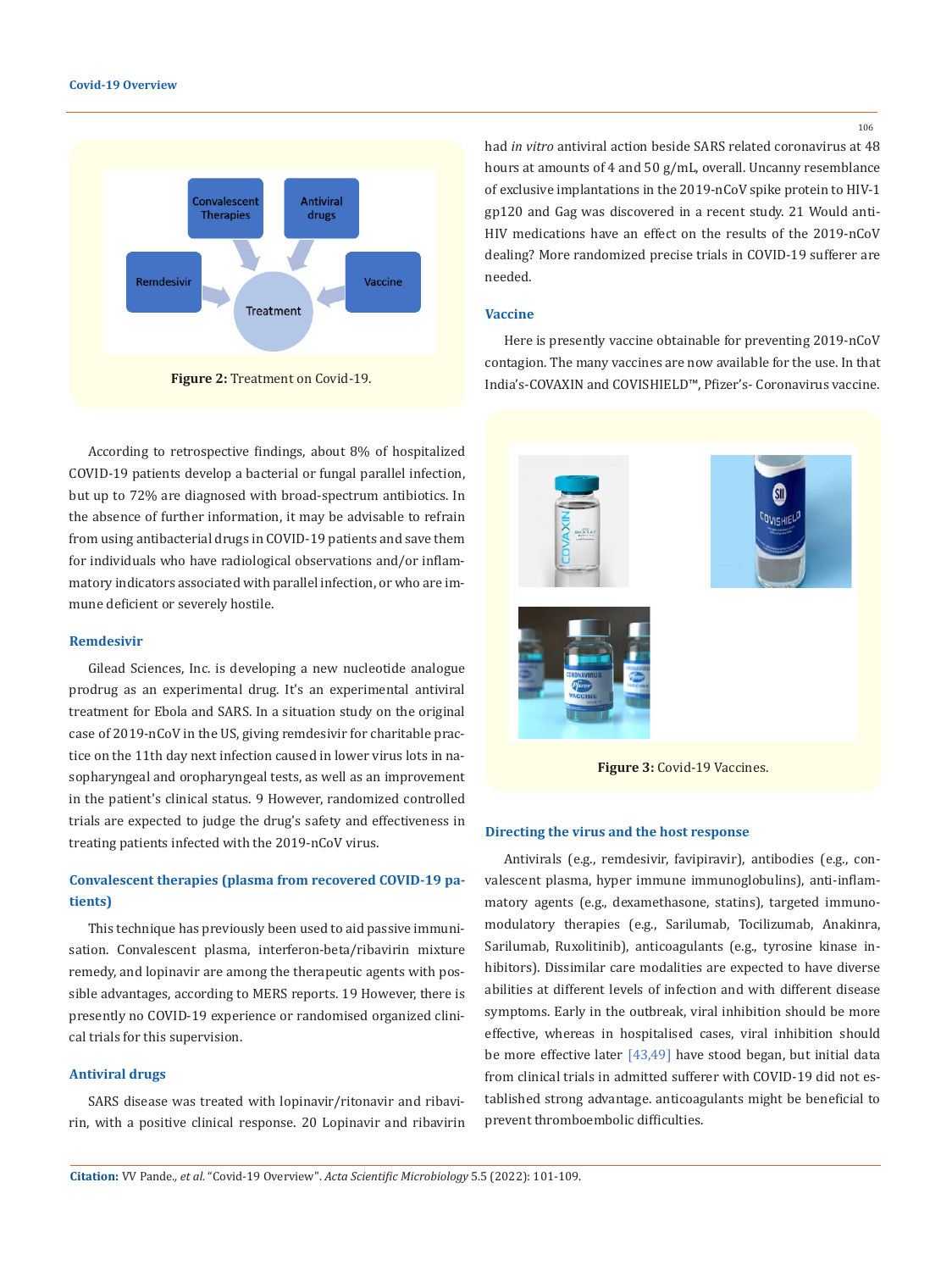Figure 2: Treatment on Covid-19.

According to retrospective findings, about 8% of hospitalized COVID-19 patients develop a bacterial or fungal parallel infection, but up to 72% are diagnosed with broad-spectrum antibiotics. In the absence of further information, it may be advisable to refrain from using antibacterial drugs in COVID-19 patients and save them for individuals who have radiological observations and/or inflammatory indicators associated with parallel infection, or who are immune deficient or severely hostile.

### Remdesivir

Gilead Sciences, Inc. is developing a new nucleotide analogue prodrug as an experimental drug. It's an experimental antiviral treatment for Ebola and SARS. In a situation study on the original case of 2019-nCoV in the US, giving remdesivir for charitable practice on the 11th day next infection caused in lower virus lots in nasopharyngeal and oropharyngeal tests, as well as an improvement in the patient's clinical status. 9 However, randomized controlled trials are expected to judge the drug's safety and effectiveness in treating patients infected with the 2019-nCoV virus.

### Convalescent therapies (plasma from recovered COVID-19 patients)

This technique has previously been used to aid passive immunisation. Convalescent plasma, interferon-beta/ribavirin mixture remedy, and lopinavir are among the therapeutic agents with possible advantages, according to MERS reports. 19 However, there is presently no COVID-19 experience or randomised organized clinical trials for this supervision.

### Antiviral drugs

SARS disease was treated with lopinavir/ritonavir and ribavirin, with a positive clinical response. 20 Lopinavir and ribavirin had *in vitro* antiviral action beside SARS related coronavirus at 48 hours at amounts of 4 and 50 g/mL, overall. Uncanny resemblance of exclusive implantations in the 2019-nCoV spike protein to HIV-1 gp120 and Gag was discovered in a recent study. 21 Would anti-HIV medications have an effect on the results of the 2019-nCoV dealing? More randomized precise trials in COVID-19 sufferer are needed.

### Vaccine

Here is presently vaccine obtainable for preventing 2019-nCoV contagion. The many vaccines are now available for the use. In that India's-COVAXIN and COVISHIELD™, Pfizer's- Coronavirus vaccine.

Figure 3: Covid-19 Vaccines.

### Directing the virus and the host response

Antivirals (e.g., remdesivir, favipiravir), antibodies (e.g., convalescent plasma, hyper immune immunoglobulins), anti-inflammatory agents (e.g., dexamethasone, statins), targeted immunomodulatory therapies (e.g., Sarilumab, Tocilizumab, Anakinra, Sarilumab, Ruxolitinib), anticoagulants (e.g., tyrosine kinase inhibitors). Dissimilar care modalities are expected to have diverse abilities at different levels of infection and with different disease symptoms. Early in the outbreak, viral inhibition should be more effective, whereas in hospitalised cases, viral inhibition should be more effective later [43,49] have stood began, but initial data from clinical trials in admitted sufferer with COVID-19 did not established strong advantage. anticoagulants might be beneficial to prevent thromboembolic difficulties.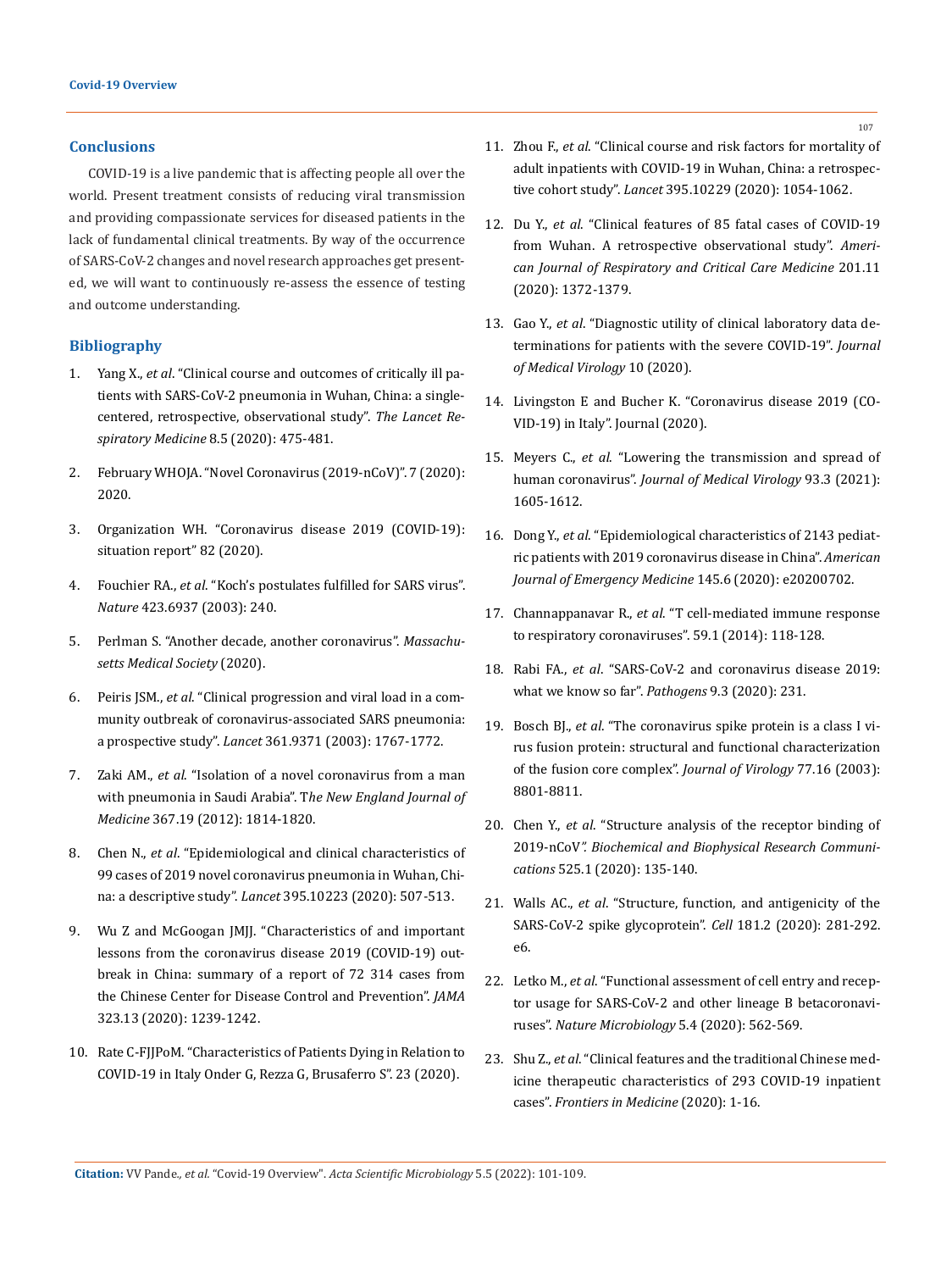## Conclusions

COVID-19 is a live pandemic that is affecting people all over the world. Present treatment consists of reducing viral transmission and providing compassionate services for diseased patients in the lack of fundamental clinical treatments. By way of the occurrence of SARS-CoV-2 changes and novel research approaches get presented, we will want to continuously re-assess the essence of testing and outcome understanding.

## Bibliography

1. Yang X., *et al*. "Clinical course and outcomes of critically ill patients with SARS-CoV-2 pneumonia in Wuhan, China: a single-centered, retrospective, observational study". *The Lancet Respiratory Medicine* 8.5 (2020): 475-481.
2. February WHOJA. "Novel Coronavirus (2019-nCoV)". 7 (2020): 2020.
3. Organization WH. "Coronavirus disease 2019 (COVID-19): situation report" 82 (2020).
4. Fouchier RA., *et al*. "Koch's postulates fulfilled for SARS virus". *Nature* 423.6937 (2003): 240.
5. Perlman S. "Another decade, another coronavirus". *Massachusetts Medical Society* (2020).
6. Peiris JSM., *et al*. "Clinical progression and viral load in a community outbreak of coronavirus-associated SARS pneumonia: a prospective study". *Lancet* 361.9371 (2003): 1767-1772.
7. Zaki AM., *et al*. "Isolation of a novel coronavirus from a man with pneumonia in Saudi Arabia". *The New England Journal of Medicine* 367.19 (2012): 1814-1820.
8. Chen N., *et al*. "Epidemiological and clinical characteristics of 99 cases of 2019 novel coronavirus pneumonia in Wuhan, China: a descriptive study". *Lancet* 395.10223 (2020): 507-513.
9. Wu Z and McGoogan JMJJ. "Characteristics of and important lessons from the coronavirus disease 2019 (COVID-19) outbreak in China: summary of a report of 72 314 cases from the Chinese Center for Disease Control and Prevention". *JAMA* 323.13 (2020): 1239-1242.
10. Rate C-FJJPoM. "Characteristics of Patients Dying in Relation to COVID-19 in Italy Onder G, Rezza G, Brusaferro S". 23 (2020).
11. Zhou F., *et al*. "Clinical course and risk factors for mortality of adult inpatients with COVID-19 in Wuhan, China: a retrospective cohort study". *Lancet* 395.10229 (2020): 1054-1062.
12. Du Y., *et al*. "Clinical features of 85 fatal cases of COVID-19 from Wuhan. A retrospective observational study". *American Journal of Respiratory and Critical Care Medicine* 201.11 (2020): 1372-1379.
13. Gao Y., *et al*. "Diagnostic utility of clinical laboratory data determinations for patients with the severe COVID-19". *Journal of Medical Virology* 10 (2020).
14. Livingston E and Bucher K. "Coronavirus disease 2019 (COVID-19) in Italy". Journal (2020).
15. Meyers C., *et al*. "Lowering the transmission and spread of human coronavirus". *Journal of Medical Virology* 93.3 (2021): 1605-1612.
16. Dong Y., *et al*. "Epidemiological characteristics of 2143 pediatric patients with 2019 coronavirus disease in China". *American Journal of Emergency Medicine* 145.6 (2020): e20200702.
17. Channappanavar R., *et al*. "T cell-mediated immune response to respiratory coronaviruses". 59.1 (2014): 118-128.
18. Rabi FA., *et al*. "SARS-CoV-2 and coronavirus disease 2019: what we know so far". *Pathogens* 9.3 (2020): 231.
19. Bosch BJ., *et al*. "The coronavirus spike protein is a class I virus fusion protein: structural and functional characterization of the fusion core complex". *Journal of Virology* 77.16 (2003): 8801-8811.
20. Chen Y., *et al*. "Structure analysis of the receptor binding of 2019-nCoV". *Biochemical and Biophysical Research Communications* 525.1 (2020): 135-140.
21. Walls AC., *et al*. "Structure, function, and antigenicity of the SARS-CoV-2 spike glycoprotein". *Cell* 181.2 (2020): 281-292. e6.
22. Letko M., *et al*. "Functional assessment of cell entry and receptor usage for SARS-CoV-2 and other lineage B betacoronaviruses". *Nature Microbiology* 5.4 (2020): 562-569.
23. Shu Z., *et al*. "Clinical features and the traditional Chinese medicine therapeutic characteristics of 293 COVID-19 inpatient cases". *Frontiers in Medicine* (2020): 1-16.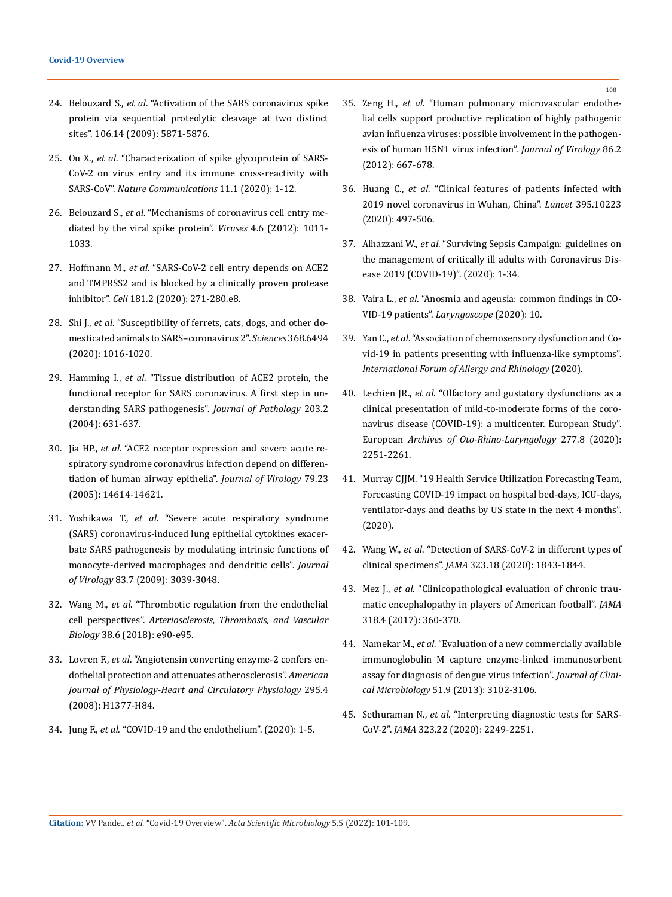24. Belouzard S., *et al*. "Activation of the SARS coronavirus spike protein via sequential proteolytic cleavage at two distinct sites". 106.14 (2009): 5871-5876.

25. Ou X., *et al*. "Characterization of spike glycoprotein of SARS-CoV-2 on virus entry and its immune cross-reactivity with SARS-CoV". *Nature Communications* 11.1 (2020): 1-12.

26. Belouzard S., *et al*. "Mechanisms of coronavirus cell entry mediated by the viral spike protein". *Viruses* 4.6 (2012): 1011-1033.

27. Hoffmann M., *et al*. "SARS-CoV-2 cell entry depends on ACE2 and TMPRSS2 and is blocked by a clinically proven protease inhibitor". *Cell* 181.2 (2020): 271-280.e8.

28. Shi J., *et al*. "Susceptibility of ferrets, cats, dogs, and other domesticated animals to SARS–coronavirus 2". *Sciences* 368.6494 (2020): 1016-1020.

29. Hamming I., *et al*. "Tissue distribution of ACE2 protein, the functional receptor for SARS coronavirus. A first step in understanding SARS pathogenesis". *Journal of Pathology* 203.2 (2004): 631-637.

30. Jia HP., *et al*. "ACE2 receptor expression and severe acute respiratory syndrome coronavirus infection depend on differentiation of human airway epithelia". *Journal of Virology* 79.23 (2005): 14614-14621.

31. Yoshikawa T., *et al*. "Severe acute respiratory syndrome (SARS) coronavirus-induced lung epithelial cytokines exacerbate SARS pathogenesis by modulating intrinsic functions of monocyte-derived macrophages and dendritic cells". *Journal of Virology* 83.7 (2009): 3039-3048.

32. Wang M., *et al*. "Thrombotic regulation from the endothelial cell perspectives". *Arteriosclerosis, Thrombosis, and Vascular Biology* 38.6 (2018): e90-e95.

33. Lovren F., *et al*. "Angiotensin converting enzyme-2 confers endothelial protection and attenuates atherosclerosis". *American Journal of Physiology-Heart and Circulatory Physiology* 295.4 (2008): H1377-H84.

34. Jung F., *et al*. "COVID-19 and the endothelium". (2020): 1-5.

35. Zeng H., *et al*. "Human pulmonary microvascular endothelial cells support productive replication of highly pathogenic avian influenza viruses: possible involvement in the pathogenesis of human H5N1 virus infection". *Journal of Virology* 86.2 (2012): 667-678.

36. Huang C., *et al*. "Clinical features of patients infected with 2019 novel coronavirus in Wuhan, China". *Lancet* 395.10223 (2020): 497-506.

37. Alhazzani W., *et al*. "Surviving Sepsis Campaign: guidelines on the management of critically ill adults with Coronavirus Disease 2019 (COVID-19)". (2020): 1-34.

38. Vaira L., *et al*. "Anosmia and ageusia: common findings in COVID-19 patients". *Laryngoscope* (2020): 10.

39. Yan C., *et al*. "Association of chemosensory dysfunction and Covid-19 in patients presenting with influenza-like symptoms". *International Forum of Allergy and Rhinology* (2020).

40. Lechien JR., *et al*. "Olfactory and gustatory dysfunctions as a clinical presentation of mild-to-moderate forms of the coronavirus disease (COVID-19): a multicenter. European Study". European *Archives of Oto-Rhino-Laryngology* 277.8 (2020): 2251-2261.

41. Murray CJJM. "19 Health Service Utilization Forecasting Team, Forecasting COVID-19 impact on hospital bed-days, ICU-days, ventilator-days and deaths by US state in the next 4 months". (2020).

42. Wang W., *et al*. "Detection of SARS-CoV-2 in different types of clinical specimens". *JAMA* 323.18 (2020): 1843-1844.

43. Mez J., *et al*. "Clinicopathological evaluation of chronic traumatic encephalopathy in players of American football". *JAMA* 318.4 (2017): 360-370.

44. Namekar M., *et al*. "Evaluation of a new commercially available immunoglobulin M capture enzyme-linked immunosorbent assay for diagnosis of dengue virus infection". *Journal of Clinical Microbiology* 51.9 (2013): 3102-3106.

45. Sethuraman N., *et al*. "Interpreting diagnostic tests for SARS-CoV-2". *JAMA* 323.22 (2020): 2249-2251.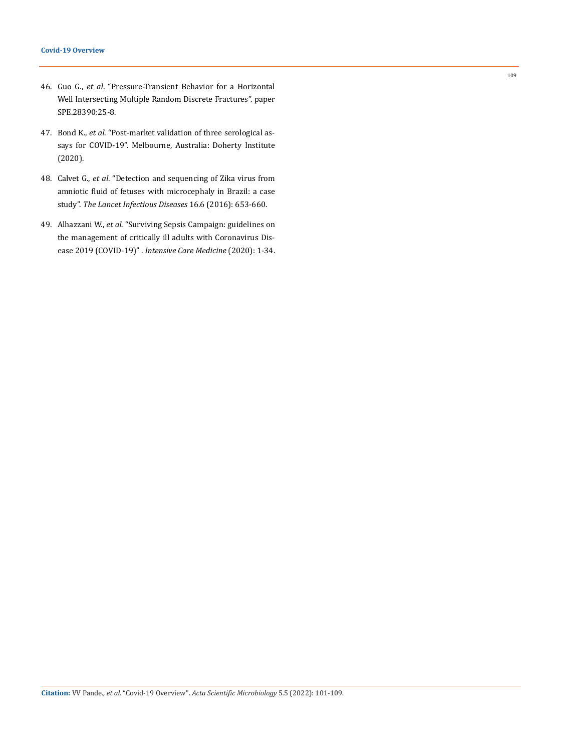46. Guo G., *et al*. "Pressure-Transient Behavior for a Horizontal Well Intersecting Multiple Random Discrete Fractures". paper SPE.28390:25-8.
47. Bond K., *et al.* "Post-market validation of three serological assays for COVID-19". Melbourne, Australia: Doherty Institute (2020).
48. Calvet G., *et al*. "Detection and sequencing of Zika virus from amniotic fluid of fetuses with microcephaly in Brazil: a case study". *The Lancet Infectious Diseases* 16.6 (2016): 653-660.
49. Alhazzani W., *et al*. "Surviving Sepsis Campaign: guidelines on the management of critically ill adults with Coronavirus Disease 2019 (COVID-19)" . *Intensive Care Medicine* (2020): 1-34.